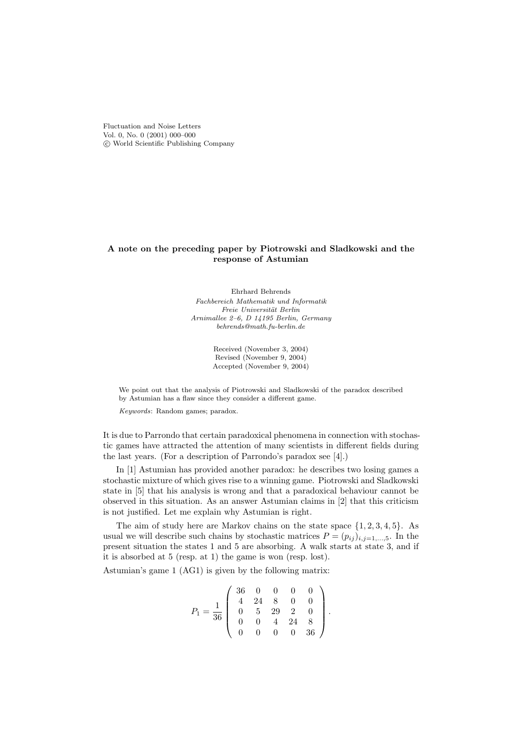# A note on the preceding paper by Piotrowski and Sladkowski and the response of Astumian

Ehrhard Behrends

*Fachbereich Mathematik und Informatik*
*Freie Universität Berlin*
*Arnimallee 2–6, D 14195 Berlin, Germany*
*behrends@math.fu-berlin.de*

Received (November 3, 2004)
Revised (November 9, 2004)
Accepted (November 9, 2004)

We point out that the analysis of Piotrowski and Sladkowski of the paradox described by Astumian has a flaw since they consider a different game.

*Keywords*: Random games; paradox.

It is due to Parrondo that certain paradoxical phenomena in connection with stochastic games have attracted the attention of many scientists in different fields during the last years. (For a description of Parrondo's paradox see [4].)

In [1] Astumian has provided another paradox: he describes two losing games a stochastic mixture of which gives rise to a winning game. Piotrowski and Sladkowski state in [5] that his analysis is wrong and that a paradoxical behaviour cannot be observed in this situation. As an answer Astumian claims in [2] that this criticism is not justified. Let me explain why Astumian is right.

The aim of study here are Markov chains on the state space $\{1, 2, 3, 4, 5\}$. As usual we will describe such chains by stochastic matrices $P = (p_{ij})_{i,j=1,...,5}$. In the present situation the states 1 and 5 are absorbing. A walk starts at state 3, and if it is absorbed at 5 (resp. at 1) the game is won (resp. lost).

Astumian's game 1 (AG1) is given by the following matrix:

$$P_1 = \frac{1}{36} \begin{pmatrix} 36 & 0 & 0 & 0 & 0 \\ 4 & 24 & 8 & 0 & 0 \\ 0 & 5 & 29 & 2 & 0 \\ 0 & 0 & 4 & 24 & 8 \\ 0 & 0 & 0 & 0 & 36 \end{pmatrix}.$$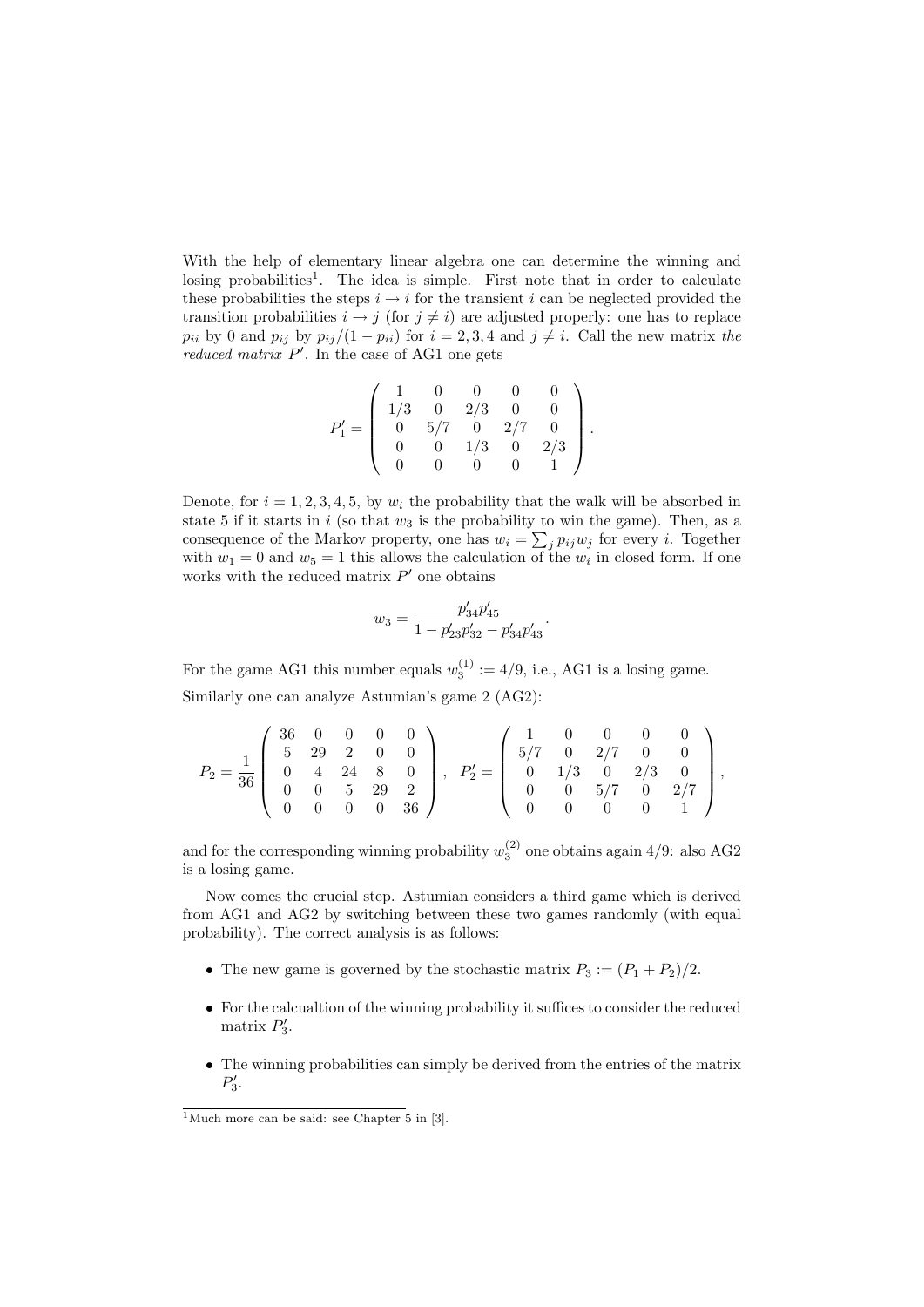With the help of elementary linear algebra one can determine the winning and losing probabilities[1]. The idea is simple. First note that in order to calculate these probabilities the steps $i \to i$ for the transient $i$ can be neglected provided the transition probabilities $i \to j$ (for $j \neq i$) are adjusted properly: one has to replace $p_{ii}$ by 0 and $p_{ij}$ by $p_{ij}/(1 - p_{ii})$ for $i = 2, 3, 4$ and $j \neq i$. Call the new matrix *the reduced matrix* $P'$. In the case of AG1 one gets

$$P_1' = \begin{pmatrix} 1 & 0 & 0 & 0 & 0 \\ 1/3 & 0 & 2/3 & 0 & 0 \\ 0 & 5/7 & 0 & 2/7 & 0 \\ 0 & 0 & 1/3 & 0 & 2/3 \\ 0 & 0 & 0 & 0 & 1 \end{pmatrix}.$$

Denote, for $i = 1, 2, 3, 4, 5$, by $w_i$ the probability that the walk will be absorbed in state 5 if it starts in $i$ (so that $w_3$ is the probability to win the game). Then, as a consequence of the Markov property, one has $w_i = \sum_j p_{ij} w_j$ for every $i$. Together with $w_1 = 0$ and $w_5 = 1$ this allows the calculation of the $w_i$ in closed form. If one works with the reduced matrix $P'$ one obtains

$$w_3 = \frac{p'_{34} p'_{45}}{1 - p'_{23} p'_{32} - p'_{34} p'_{43}}.$$

For the game AG1 this number equals $w_3^{(1)} := 4/9$, i.e., AG1 is a losing game.

Similarly one can analyze Astumian's game 2 (AG2):

$$P_2 = \frac{1}{36} \begin{pmatrix} 36 & 0 & 0 & 0 & 0 \\ 5 & 29 & 2 & 0 & 0 \\ 0 & 4 & 24 & 8 & 0 \\ 0 & 0 & 5 & 29 & 2 \\ 0 & 0 & 0 & 0 & 36 \end{pmatrix}, \quad P_2' = \begin{pmatrix} 1 & 0 & 0 & 0 & 0 \\ 5/7 & 0 & 2/7 & 0 & 0 \\ 0 & 1/3 & 0 & 2/3 & 0 \\ 0 & 0 & 5/7 & 0 & 2/7 \\ 0 & 0 & 0 & 0 & 1 \end{pmatrix},$$

and for the corresponding winning probability $w_3^{(2)}$ one obtains again 4/9: also AG2 is a losing game.

Now comes the crucial step. Astumian considers a third game which is derived from AG1 and AG2 by switching between these two games randomly (with equal probability). The correct analysis is as follows:

- The new game is governed by the stochastic matrix $P_3 := (P_1 + P_2)/2$.
- For the calcualtion of the winning probability it suffices to consider the reduced matrix $P_3'$.
- The winning probabilities can simply be derived from the entries of the matrix $P_3'$.

[1] Much more can be said: see Chapter 5 in [3].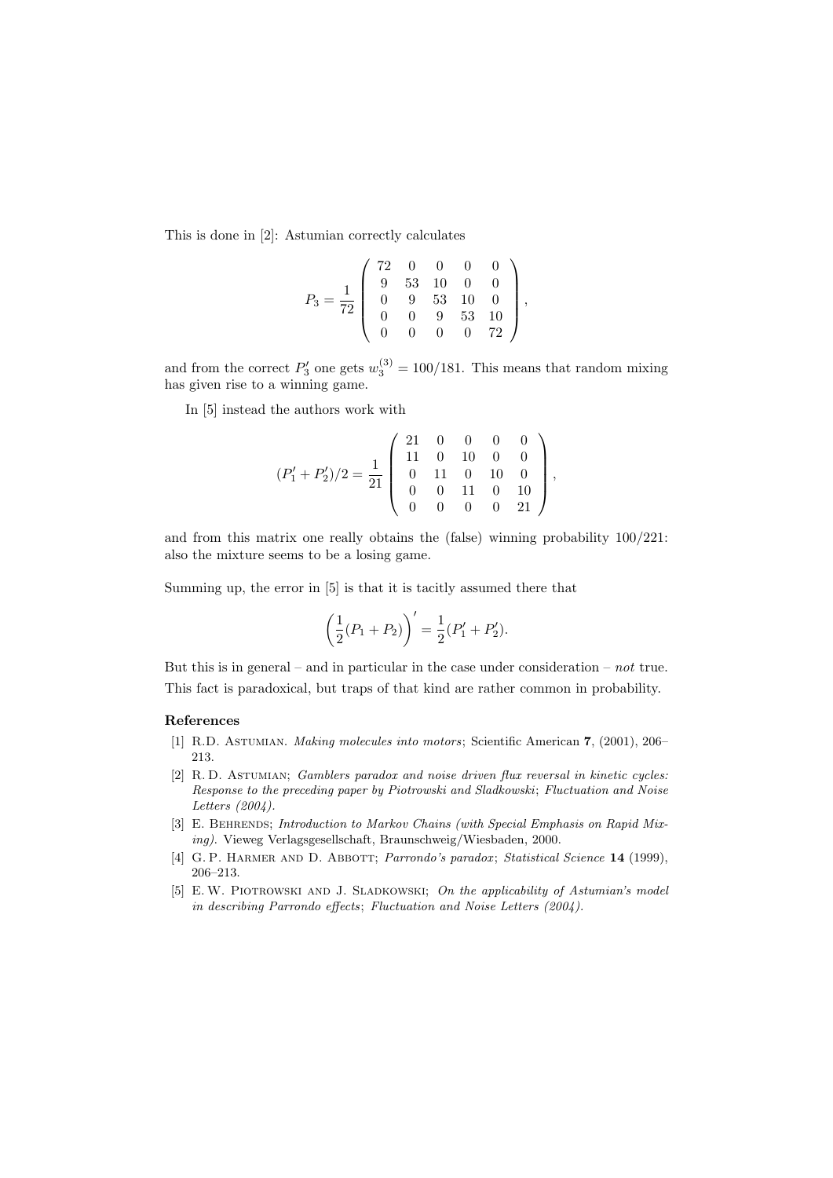This is done in [2]: Astumian correctly calculates

$$P_3 = \frac{1}{72}\left(\begin{array}{ccccc} 72 & 0 & 0 & 0 & 0 \\ 9 & 53 & 10 & 0 & 0 \\ 0 & 9 & 53 & 10 & 0 \\ 0 & 0 & 9 & 53 & 10 \\ 0 & 0 & 0 & 0 & 72 \end{array}\right),$$

and from the correct $P_3'$ one gets $w_3^{(3)} = 100/181$. This means that random mixing has given rise to a winning game.

In [5] instead the authors work with

$$(P_1' + P_2')/2 = \frac{1}{21}\left(\begin{array}{ccccc} 21 & 0 & 0 & 0 & 0 \\ 11 & 0 & 10 & 0 & 0 \\ 0 & 11 & 0 & 10 & 0 \\ 0 & 0 & 11 & 0 & 10 \\ 0 & 0 & 0 & 0 & 21 \end{array}\right),$$

and from this matrix one really obtains the (false) winning probability 100/221: also the mixture seems to be a losing game.

Summing up, the error in [5] is that it is tacitly assumed there that

$$\left(\frac{1}{2}(P_1 + P_2)\right)' = \frac{1}{2}(P_1' + P_2').$$

But this is in general – and in particular in the case under consideration – *not* true. This fact is paradoxical, but traps of that kind are rather common in probability.

### References

[1] R.D. Astumian. *Making molecules into motors*; Scientific American **7**, (2001), 206–213.

[2] R. D. Astumian; *Gamblers paradox and noise driven flux reversal in kinetic cycles: Response to the preceding paper by Piotrowski and Sladkowski*; *Fluctuation and Noise Letters (2004).*

[3] E. Behrends; *Introduction to Markov Chains (with Special Emphasis on Rapid Mixing).* Vieweg Verlagsgesellschaft, Braunschweig/Wiesbaden, 2000.

[4] G. P. Harmer and D. Abbott; *Parrondo's paradox*; *Statistical Science* **14** (1999), 206–213.

[5] E. W. Piotrowski and J. Sladkowski; *On the applicability of Astumian's model in describing Parrondo effects*; *Fluctuation and Noise Letters (2004).*